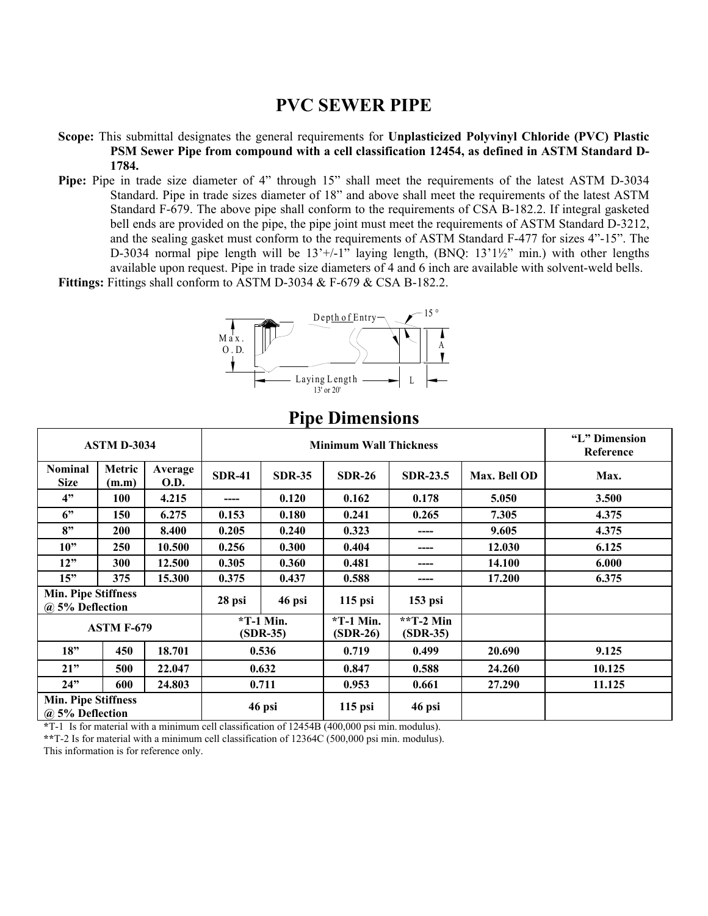# PVC SEWER PIPE

**Scope:** This submittal designates the general requirements for **Unplasticized Polyvinyl Chloride (PVC) Plastic PSM Sewer Pipe from compound with a cell classification 12454, as defined in ASTM Standard D-1784.**

**Pipe:** Pipe in trade size diameter of 4" through 15" shall meet the requirements of the latest ASTM D-3034 Standard. Pipe in trade sizes diameter of 18" and above shall meet the requirements of the latest ASTM Standard F-679. The above pipe shall conform to the requirements of CSA B-182.2. If integral gasketed bell ends are provided on the pipe, the pipe joint must meet the requirements of ASTM Standard D-3212, and the sealing gasket must conform to the requirements of ASTM Standard F-477 for sizes 4"-15". The D-3034 normal pipe length will be 13'+/-1" laying length, (BNQ: 13'1½" min.) with other lengths available upon request. Pipe in trade size diameters of 4 and 6 inch are available with solvent-weld bells.

**Fittings:** Fittings shall conform to ASTM D-3034 & F-679 & CSA B-182.2.

Max. O.D. — Depth of Entry — 15° — A — Laying Length 13' or 20' — L

## Pipe Dimensions

| ASTM D-3034 | | | Minimum Wall Thickness | | | | | "L" Dimension Reference |
|---|---|---|---|---|---|---|---|---|
| **Nominal Size** | **Metric (m.m)** | **Average O.D.** | **SDR-41** | **SDR-35** | **SDR-26** | **SDR-23.5** | **Max. Bell OD** | **Max.** |
| 4" | 100 | 4.215 | ---- | 0.120 | 0.162 | 0.178 | 5.050 | 3.500 |
| 6" | 150 | 6.275 | 0.153 | 0.180 | 0.241 | 0.265 | 7.305 | 4.375 |
| 8" | 200 | 8.400 | 0.205 | 0.240 | 0.323 | ---- | 9.605 | 4.375 |
| 10" | 250 | 10.500 | 0.256 | 0.300 | 0.404 | ---- | 12.030 | 6.125 |
| 12" | 300 | 12.500 | 0.305 | 0.360 | 0.481 | ---- | 14.100 | 6.000 |
| 15" | 375 | 15.300 | 0.375 | 0.437 | 0.588 | ---- | 17.200 | 6.375 |
| **Min. Pipe Stiffness @ 5% Deflection** | | | 28 psi | 46 psi | 115 psi | 153 psi | | |
| **ASTM F-679** | | | *T-1 Min. (SDR-35) | | *T-1 Min. (SDR-26) | **T-2 Min (SDR-35) | | |
| 18" | 450 | 18.701 | 0.536 | | 0.719 | 0.499 | 20.690 | 9.125 |
| 21" | 500 | 22.047 | 0.632 | | 0.847 | 0.588 | 24.260 | 10.125 |
| 24" | 600 | 24.803 | 0.711 | | 0.953 | 0.661 | 27.290 | 11.125 |
| **Min. Pipe Stiffness @ 5% Deflection** | | | 46 psi | | 115 psi | 46 psi | | |

*T-1 Is for material with a minimum cell classification of 12454B (400,000 psi min. modulus).

**T-2 Is for material with a minimum cell classification of 12364C (500,000 psi min. modulus).

This information is for reference only.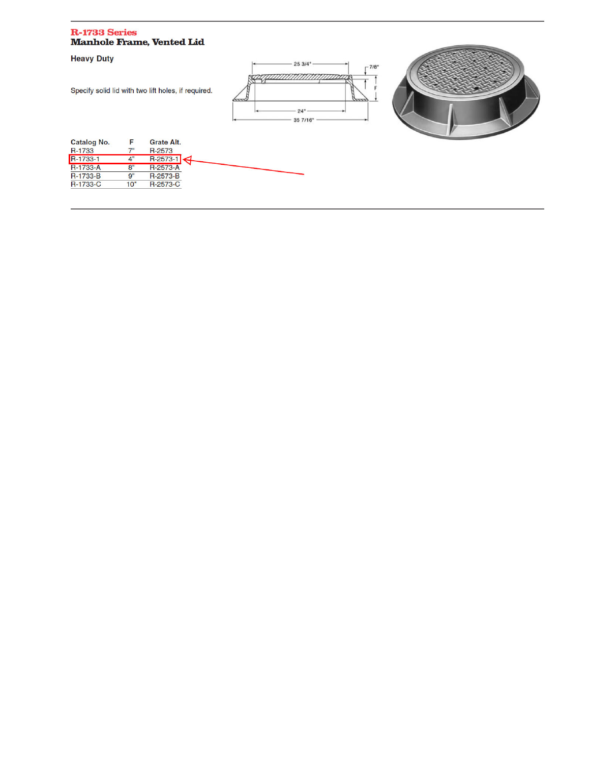## R-1733 Series
# Manhole Frame, Vented Lid

### Heavy Duty

Specify solid lid with two lift holes, if required.

25 3/4"
7/8"
F
24"
35 7/16"

| Catalog No. | F | Grate Alt. |
|---|---|---|
| R-1733 | 7" | R-2573 |
| R-1733-1 | 4" | R-2573-1 |
| R-1733-A | 8" | R-2573-A |
| R-1733-B | 9" | R-2573-B |
| R-1733-C | 10" | R-2573-C |